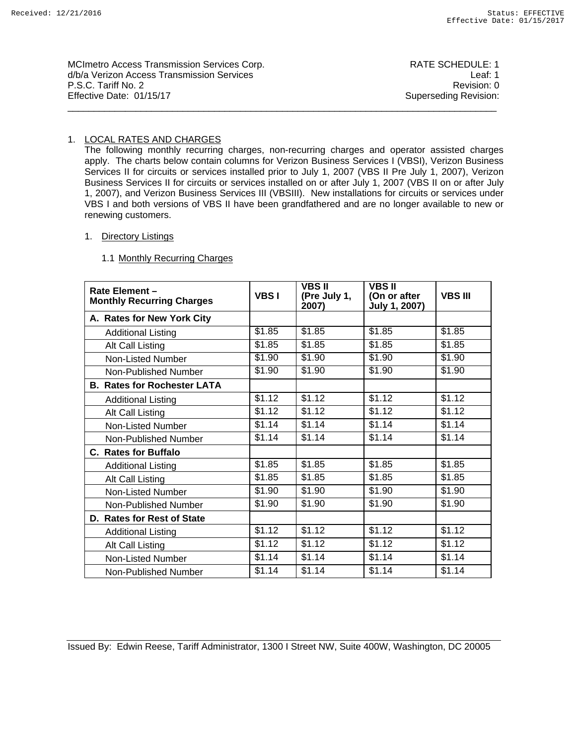MCImetro Access Transmission Services Corp.
d/b/a Verizon Access Transmission Services
P.S.C. Tariff No. 2
Effective Date: 01/15/17

RATE SCHEDULE: 1
Leaf: 1
Revision: 0
Superseding Revision:

## 1. LOCAL RATES AND CHARGES

The following monthly recurring charges, non-recurring charges and operator assisted charges apply. The charts below contain columns for Verizon Business Services I (VBSI), Verizon Business Services II for circuits or services installed prior to July 1, 2007 (VBS II Pre July 1, 2007), Verizon Business Services II for circuits or services installed on or after July 1, 2007 (VBS II on or after July 1, 2007), and Verizon Business Services III (VBSIII). New installations for circuits or services under VBS I and both versions of VBS II have been grandfathered and are no longer available to new or renewing customers.

### 1. Directory Listings

#### 1.1 Monthly Recurring Charges

| Rate Element – Monthly Recurring Charges | VBS I | VBS II (Pre July 1, 2007) | VBS II (On or after July 1, 2007) | VBS III |
|---|---|---|---|---|
| **A. Rates for New York City** | | | | |
| Additional Listing | $1.85 | $1.85 | $1.85 | $1.85 |
| Alt Call Listing | $1.85 | $1.85 | $1.85 | $1.85 |
| Non-Listed Number | $1.90 | $1.90 | $1.90 | $1.90 |
| Non-Published Number | $1.90 | $1.90 | $1.90 | $1.90 |
| **B. Rates for Rochester LATA** | | | | |
| Additional Listing | $1.12 | $1.12 | $1.12 | $1.12 |
| Alt Call Listing | $1.12 | $1.12 | $1.12 | $1.12 |
| Non-Listed Number | $1.14 | $1.14 | $1.14 | $1.14 |
| Non-Published Number | $1.14 | $1.14 | $1.14 | $1.14 |
| **C. Rates for Buffalo** | | | | |
| Additional Listing | $1.85 | $1.85 | $1.85 | $1.85 |
| Alt Call Listing | $1.85 | $1.85 | $1.85 | $1.85 |
| Non-Listed Number | $1.90 | $1.90 | $1.90 | $1.90 |
| Non-Published Number | $1.90 | $1.90 | $1.90 | $1.90 |
| **D. Rates for Rest of State** | | | | |
| Additional Listing | $1.12 | $1.12 | $1.12 | $1.12 |
| Alt Call Listing | $1.12 | $1.12 | $1.12 | $1.12 |
| Non-Listed Number | $1.14 | $1.14 | $1.14 | $1.14 |
| Non-Published Number | $1.14 | $1.14 | $1.14 | $1.14 |

Issued By: Edwin Reese, Tariff Administrator, 1300 I Street NW, Suite 400W, Washington, DC 20005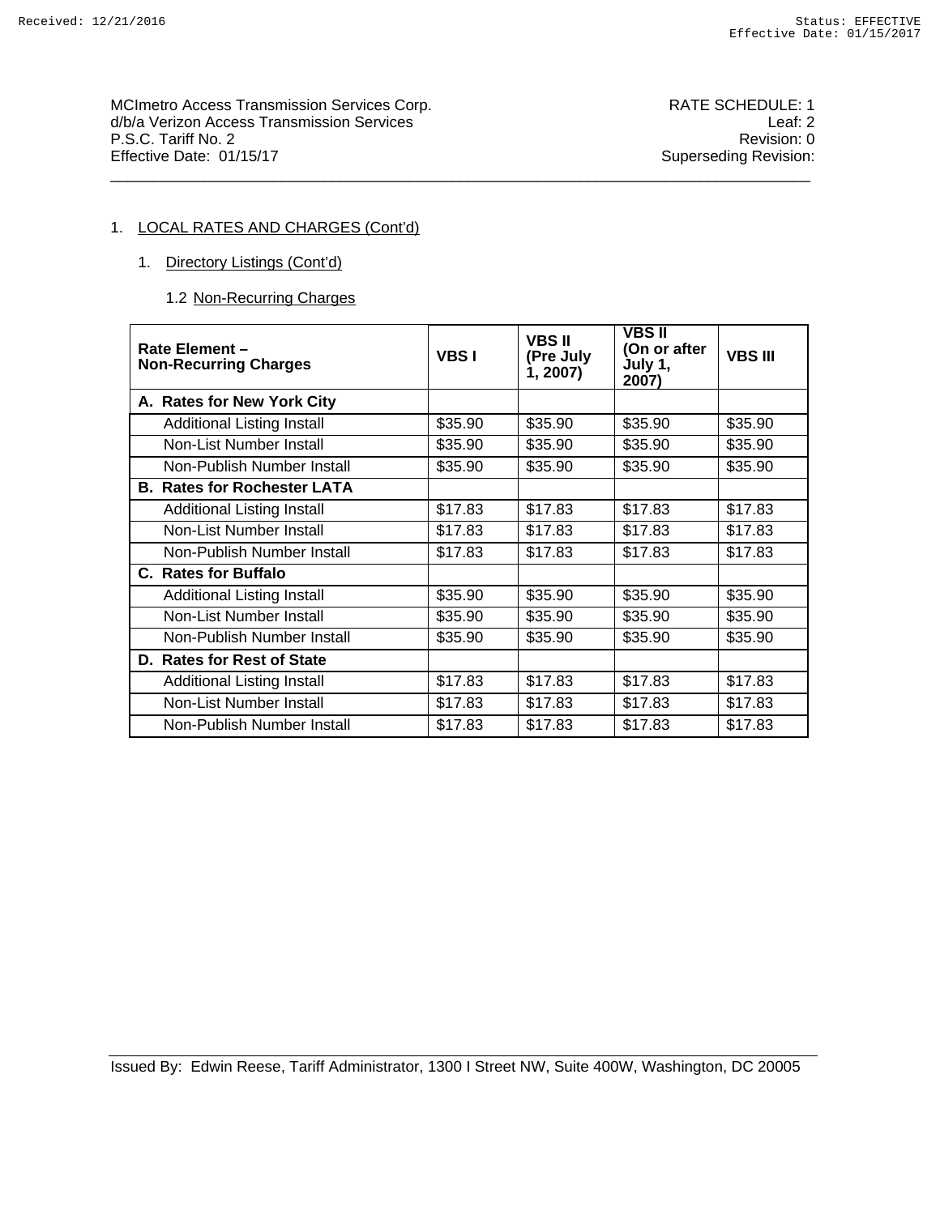MCImetro Access Transmission Services Corp.
d/b/a Verizon Access Transmission Services
P.S.C. Tariff No. 2
Effective Date: 01/15/17

RATE SCHEDULE: 1
Leaf: 2
Revision: 0
Superseding Revision:

1. LOCAL RATES AND CHARGES (Cont'd)

   1. Directory Listings (Cont'd)

      1.2 Non-Recurring Charges

| Rate Element – Non-Recurring Charges | VBS I | VBS II (Pre July 1, 2007) | VBS II (On or after July 1, 2007) | VBS III |
|---|---|---|---|---|
| **A. Rates for New York City** | | | | |
| Additional Listing Install | $35.90 | $35.90 | $35.90 | $35.90 |
| Non-List Number Install | $35.90 | $35.90 | $35.90 | $35.90 |
| Non-Publish Number Install | $35.90 | $35.90 | $35.90 | $35.90 |
| **B. Rates for Rochester LATA** | | | | |
| Additional Listing Install | $17.83 | $17.83 | $17.83 | $17.83 |
| Non-List Number Install | $17.83 | $17.83 | $17.83 | $17.83 |
| Non-Publish Number Install | $17.83 | $17.83 | $17.83 | $17.83 |
| **C. Rates for Buffalo** | | | | |
| Additional Listing Install | $35.90 | $35.90 | $35.90 | $35.90 |
| Non-List Number Install | $35.90 | $35.90 | $35.90 | $35.90 |
| Non-Publish Number Install | $35.90 | $35.90 | $35.90 | $35.90 |
| **D. Rates for Rest of State** | | | | |
| Additional Listing Install | $17.83 | $17.83 | $17.83 | $17.83 |
| Non-List Number Install | $17.83 | $17.83 | $17.83 | $17.83 |
| Non-Publish Number Install | $17.83 | $17.83 | $17.83 | $17.83 |

Issued By: Edwin Reese, Tariff Administrator, 1300 I Street NW, Suite 400W, Washington, DC 20005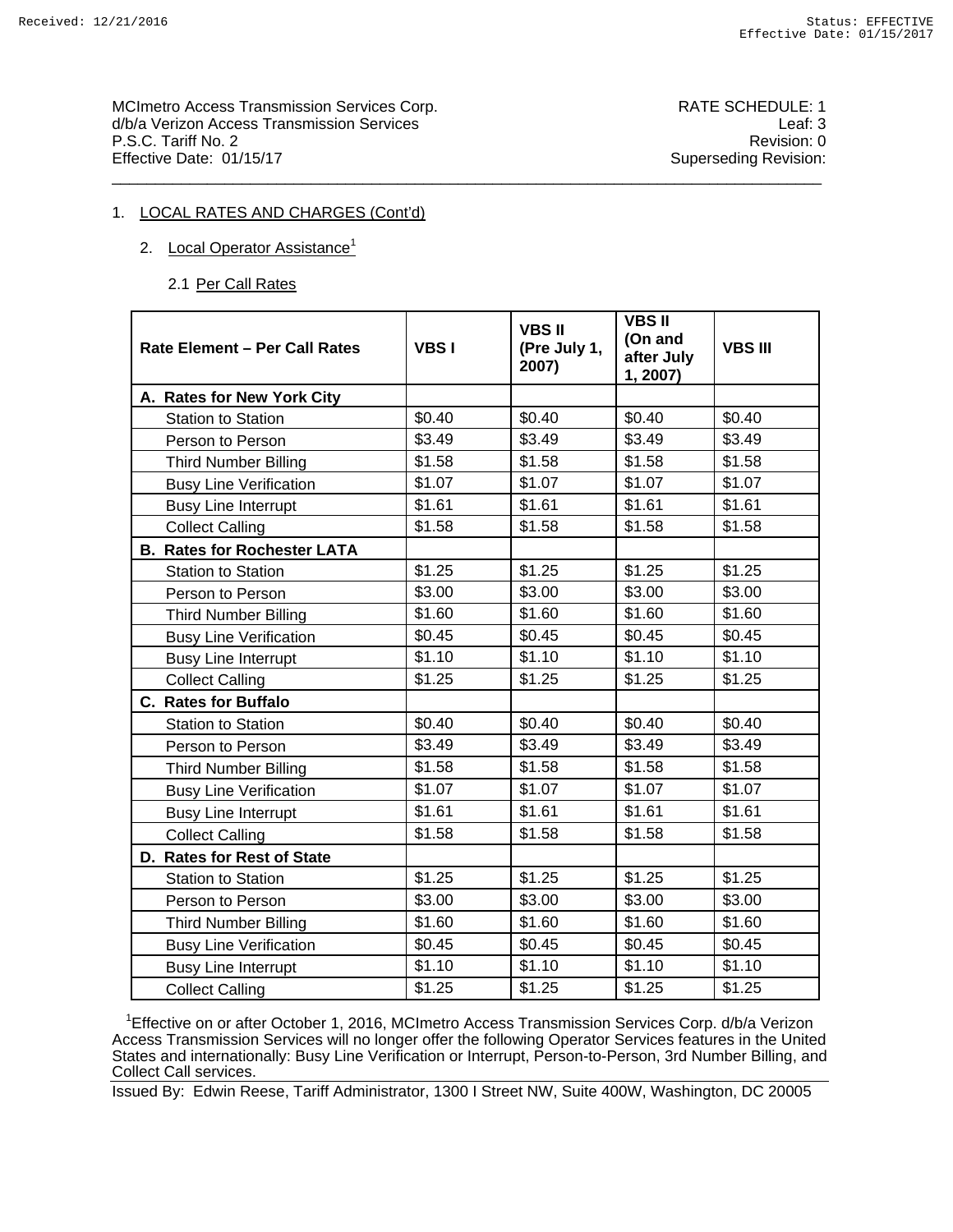MCImetro Access Transmission Services Corp.
d/b/a Verizon Access Transmission Services
P.S.C. Tariff No. 2
Effective Date: 01/15/17

RATE SCHEDULE: 1
Leaf: 3
Revision: 0
Superseding Revision:

1. LOCAL RATES AND CHARGES (Cont'd)

2. Local Operator Assistance[1]

2.1 Per Call Rates

| Rate Element – Per Call Rates | VBS I | VBS II (Pre July 1, 2007) | VBS II (On and after July 1, 2007) | VBS III |
|---|---|---|---|---|
| **A. Rates for New York City** | | | | |
| Station to Station | $0.40 | $0.40 | $0.40 | $0.40 |
| Person to Person | $3.49 | $3.49 | $3.49 | $3.49 |
| Third Number Billing | $1.58 | $1.58 | $1.58 | $1.58 |
| Busy Line Verification | $1.07 | $1.07 | $1.07 | $1.07 |
| Busy Line Interrupt | $1.61 | $1.61 | $1.61 | $1.61 |
| Collect Calling | $1.58 | $1.58 | $1.58 | $1.58 |
| **B. Rates for Rochester LATA** | | | | |
| Station to Station | $1.25 | $1.25 | $1.25 | $1.25 |
| Person to Person | $3.00 | $3.00 | $3.00 | $3.00 |
| Third Number Billing | $1.60 | $1.60 | $1.60 | $1.60 |
| Busy Line Verification | $0.45 | $0.45 | $0.45 | $0.45 |
| Busy Line Interrupt | $1.10 | $1.10 | $1.10 | $1.10 |
| Collect Calling | $1.25 | $1.25 | $1.25 | $1.25 |
| **C. Rates for Buffalo** | | | | |
| Station to Station | $0.40 | $0.40 | $0.40 | $0.40 |
| Person to Person | $3.49 | $3.49 | $3.49 | $3.49 |
| Third Number Billing | $1.58 | $1.58 | $1.58 | $1.58 |
| Busy Line Verification | $1.07 | $1.07 | $1.07 | $1.07 |
| Busy Line Interrupt | $1.61 | $1.61 | $1.61 | $1.61 |
| Collect Calling | $1.58 | $1.58 | $1.58 | $1.58 |
| **D. Rates for Rest of State** | | | | |
| Station to Station | $1.25 | $1.25 | $1.25 | $1.25 |
| Person to Person | $3.00 | $3.00 | $3.00 | $3.00 |
| Third Number Billing | $1.60 | $1.60 | $1.60 | $1.60 |
| Busy Line Verification | $0.45 | $0.45 | $0.45 | $0.45 |
| Busy Line Interrupt | $1.10 | $1.10 | $1.10 | $1.10 |
| Collect Calling | $1.25 | $1.25 | $1.25 | $1.25 |

[1]Effective on or after October 1, 2016, MCImetro Access Transmission Services Corp. d/b/a Verizon Access Transmission Services will no longer offer the following Operator Services features in the United States and internationally: Busy Line Verification or Interrupt, Person-to-Person, 3rd Number Billing, and Collect Call services.

Issued By: Edwin Reese, Tariff Administrator, 1300 I Street NW, Suite 400W, Washington, DC 20005